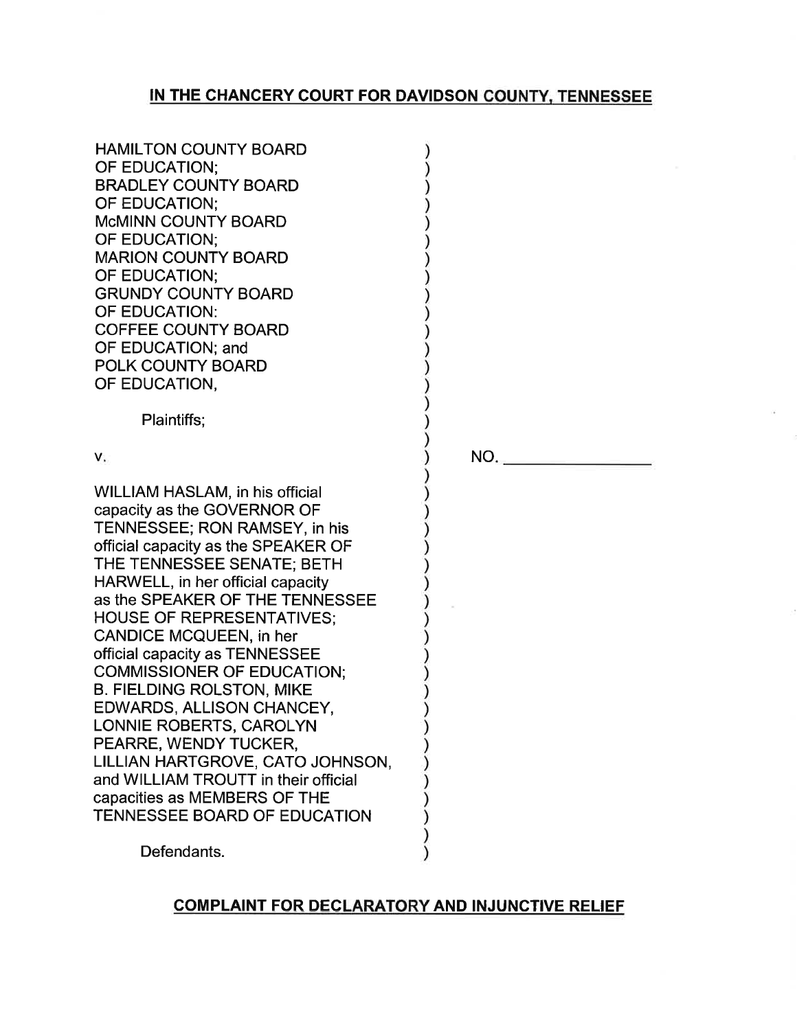**IN THE CHANCERY COURT FOR DAVIDSON COUNTY, TENNESSEE**

HAMILTON COUNTY BOARD OF EDUCATION;
BRADLEY COUNTY BOARD OF EDUCATION;
McMINN COUNTY BOARD OF EDUCATION;
MARION COUNTY BOARD OF EDUCATION;
GRUNDY COUNTY BOARD OF EDUCATION:
COFFEE COUNTY BOARD OF EDUCATION; and
POLK COUNTY BOARD OF EDUCATION,

Plaintiffs;

v.

NO. ________________

WILLIAM HASLAM, in his official capacity as the GOVERNOR OF TENNESSEE; RON RAMSEY, in his official capacity as the SPEAKER OF THE TENNESSEE SENATE; BETH HARWELL, in her official capacity as the SPEAKER OF THE TENNESSEE HOUSE OF REPRESENTATIVES; CANDICE MCQUEEN, in her official capacity as TENNESSEE COMMISSIONER OF EDUCATION; B. FIELDING ROLSTON, MIKE EDWARDS, ALLISON CHANCEY, LONNIE ROBERTS, CAROLYN PEARRE, WENDY TUCKER, LILLIAN HARTGROVE, CATO JOHNSON, and WILLIAM TROUTT in their official capacities as MEMBERS OF THE TENNESSEE BOARD OF EDUCATION

Defendants.

**COMPLAINT FOR DECLARATORY AND INJUNCTIVE RELIEF**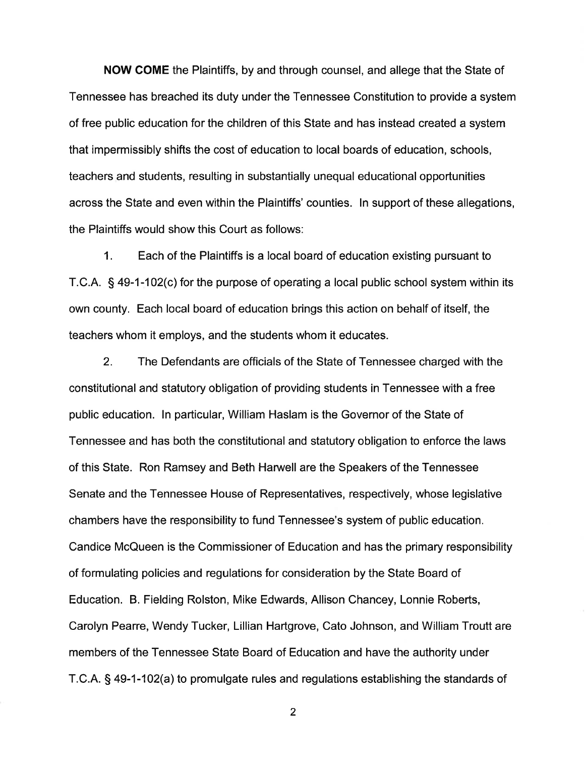**NOW COME** the Plaintiffs, by and through counsel, and allege that the State of Tennessee has breached its duty under the Tennessee Constitution to provide a system of free public education for the children of this State and has instead created a system that impermissibly shifts the cost of education to local boards of education, schools, teachers and students, resulting in substantially unequal educational opportunities across the State and even within the Plaintiffs' counties. In support of these allegations, the Plaintiffs would show this Court as follows:

1. Each of the Plaintiffs is a local board of education existing pursuant to T.C.A. § 49-1-102(c) for the purpose of operating a local public school system within its own county. Each local board of education brings this action on behalf of itself, the teachers whom it employs, and the students whom it educates.

2. The Defendants are officials of the State of Tennessee charged with the constitutional and statutory obligation of providing students in Tennessee with a free public education. In particular, William Haslam is the Governor of the State of Tennessee and has both the constitutional and statutory obligation to enforce the laws of this State. Ron Ramsey and Beth Harwell are the Speakers of the Tennessee Senate and the Tennessee House of Representatives, respectively, whose legislative chambers have the responsibility to fund Tennessee's system of public education. Candice McQueen is the Commissioner of Education and has the primary responsibility of formulating policies and regulations for consideration by the State Board of Education. B. Fielding Rolston, Mike Edwards, Allison Chancey, Lonnie Roberts, Carolyn Pearre, Wendy Tucker, Lillian Hartgrove, Cato Johnson, and William Troutt are members of the Tennessee State Board of Education and have the authority under T.C.A. § 49-1-102(a) to promulgate rules and regulations establishing the standards of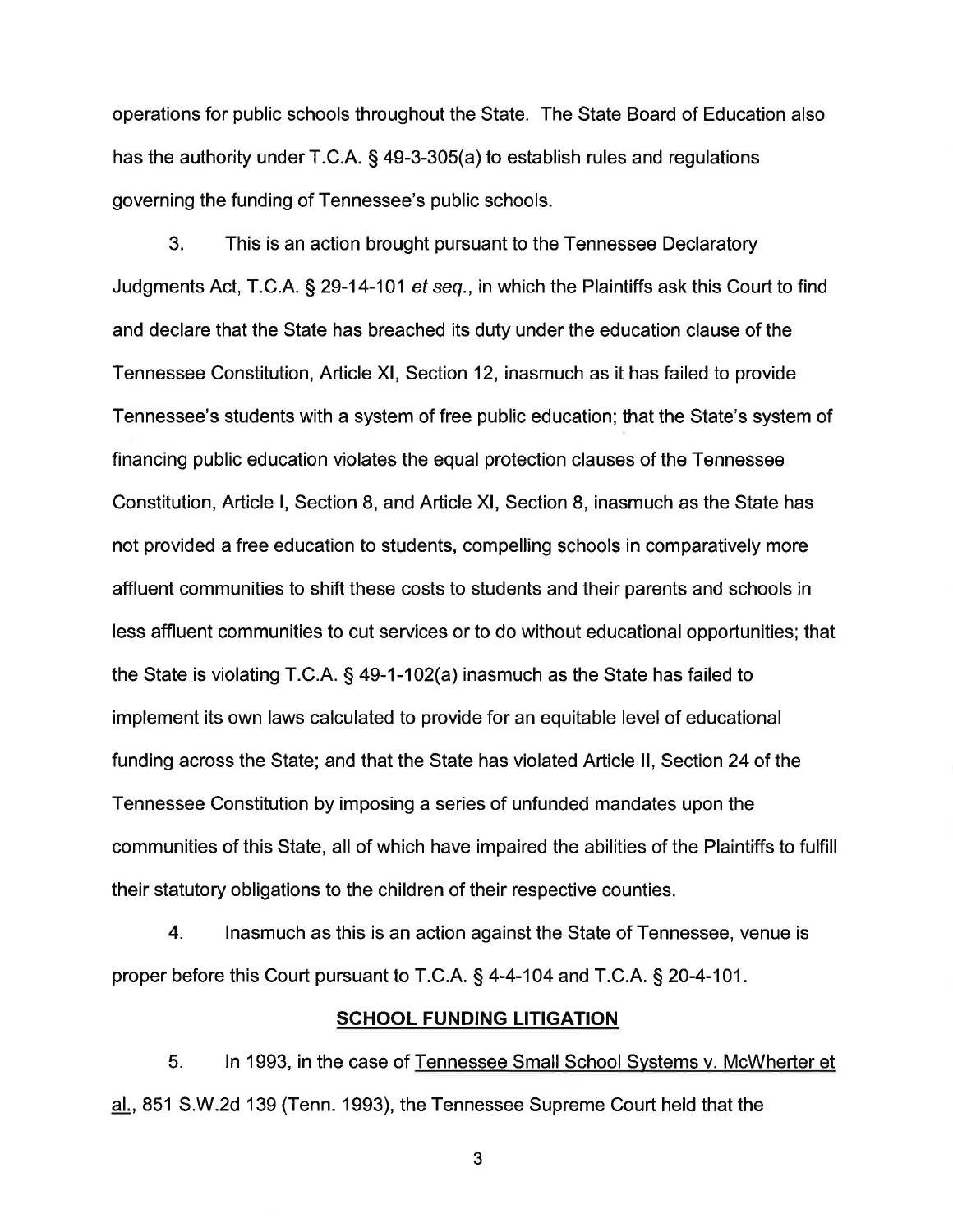operations for public schools throughout the State. The State Board of Education also has the authority under T.C.A. § 49-3-305(a) to establish rules and regulations governing the funding of Tennessee's public schools.

3. This is an action brought pursuant to the Tennessee Declaratory Judgments Act, T.C.A. § 29-14-101 *et seq.*, in which the Plaintiffs ask this Court to find and declare that the State has breached its duty under the education clause of the Tennessee Constitution, Article XI, Section 12, inasmuch as it has failed to provide Tennessee's students with a system of free public education; that the State's system of financing public education violates the equal protection clauses of the Tennessee Constitution, Article I, Section 8, and Article XI, Section 8, inasmuch as the State has not provided a free education to students, compelling schools in comparatively more affluent communities to shift these costs to students and their parents and schools in less affluent communities to cut services or to do without educational opportunities; that the State is violating T.C.A. § 49-1-102(a) inasmuch as the State has failed to implement its own laws calculated to provide for an equitable level of educational funding across the State; and that the State has violated Article II, Section 24 of the Tennessee Constitution by imposing a series of unfunded mandates upon the communities of this State, all of which have impaired the abilities of the Plaintiffs to fulfill their statutory obligations to the children of their respective counties.

4. Inasmuch as this is an action against the State of Tennessee, venue is proper before this Court pursuant to T.C.A. § 4-4-104 and T.C.A. § 20-4-101.

## SCHOOL FUNDING LITIGATION

5. In 1993, in the case of Tennessee Small School Systems v. McWherter et al., 851 S.W.2d 139 (Tenn. 1993), the Tennessee Supreme Court held that the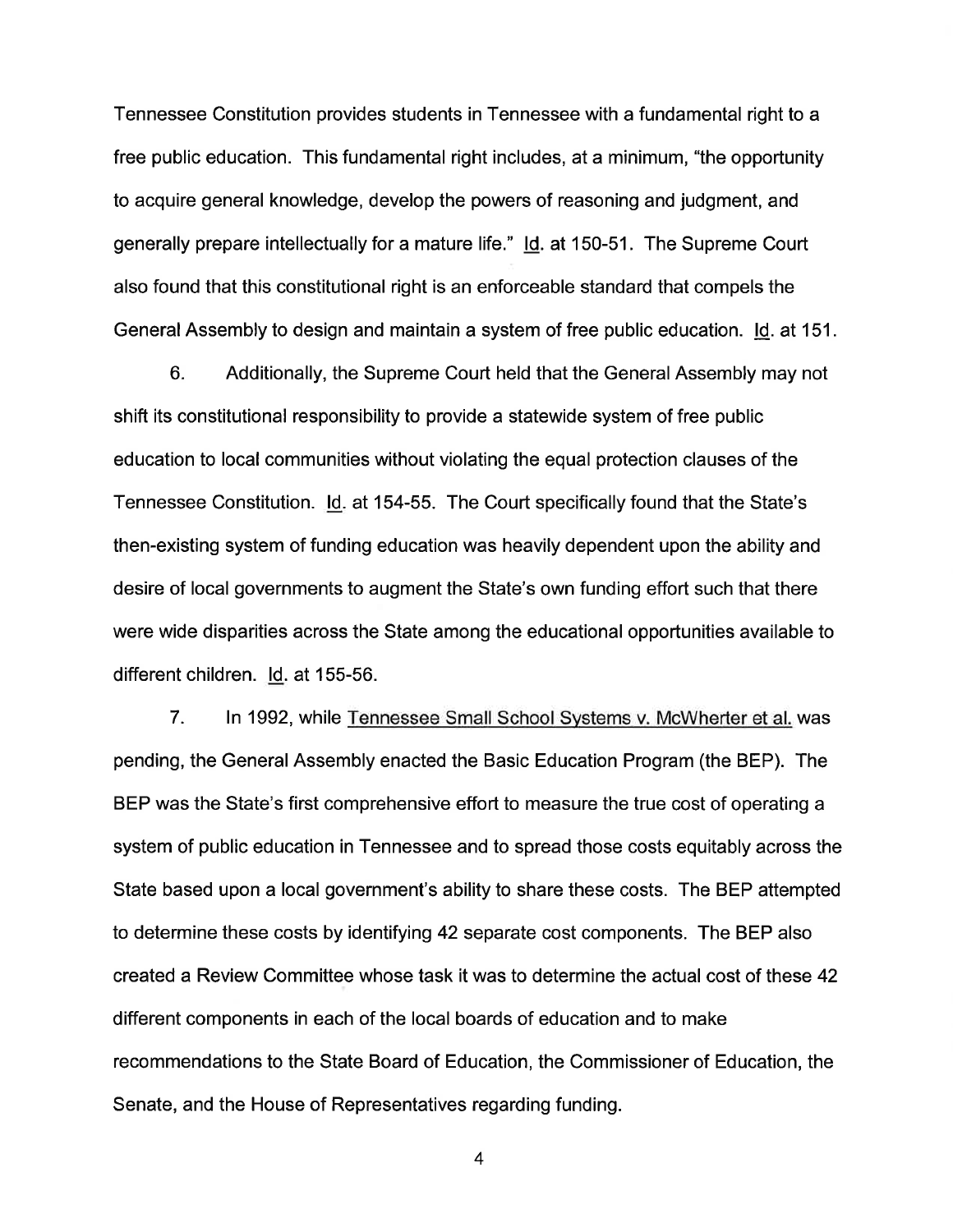Tennessee Constitution provides students in Tennessee with a fundamental right to a free public education. This fundamental right includes, at a minimum, "the opportunity to acquire general knowledge, develop the powers of reasoning and judgment, and generally prepare intellectually for a mature life." Id. at 150-51. The Supreme Court also found that this constitutional right is an enforceable standard that compels the General Assembly to design and maintain a system of free public education. Id. at 151.

6. Additionally, the Supreme Court held that the General Assembly may not shift its constitutional responsibility to provide a statewide system of free public education to local communities without violating the equal protection clauses of the Tennessee Constitution. Id. at 154-55. The Court specifically found that the State's then-existing system of funding education was heavily dependent upon the ability and desire of local governments to augment the State's own funding effort such that there were wide disparities across the State among the educational opportunities available to different children. Id. at 155-56.

7. In 1992, while Tennessee Small School Systems v. McWherter et al. was pending, the General Assembly enacted the Basic Education Program (the BEP). The BEP was the State's first comprehensive effort to measure the true cost of operating a system of public education in Tennessee and to spread those costs equitably across the State based upon a local government's ability to share these costs. The BEP attempted to determine these costs by identifying 42 separate cost components. The BEP also created a Review Committee whose task it was to determine the actual cost of these 42 different components in each of the local boards of education and to make recommendations to the State Board of Education, the Commissioner of Education, the Senate, and the House of Representatives regarding funding.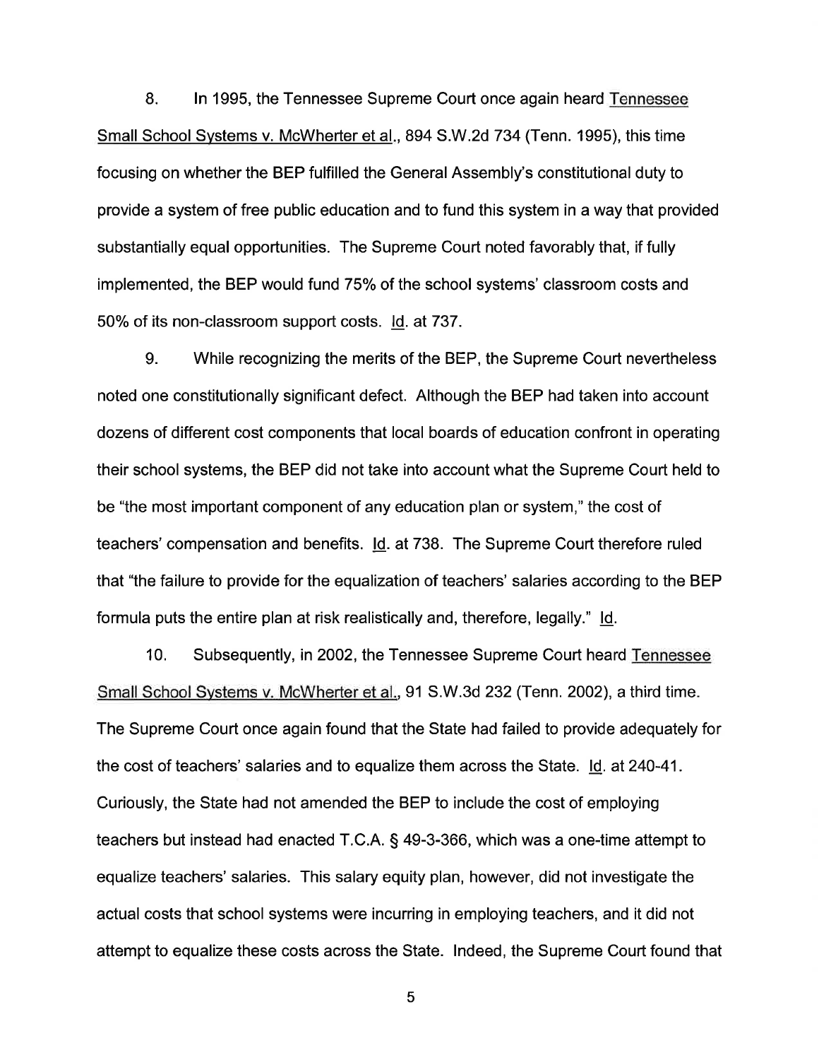8. In 1995, the Tennessee Supreme Court once again heard Tennessee Small School Systems v. McWherter et al., 894 S.W.2d 734 (Tenn. 1995), this time focusing on whether the BEP fulfilled the General Assembly's constitutional duty to provide a system of free public education and to fund this system in a way that provided substantially equal opportunities. The Supreme Court noted favorably that, if fully implemented, the BEP would fund 75% of the school systems' classroom costs and 50% of its non-classroom support costs. Id. at 737.

9. While recognizing the merits of the BEP, the Supreme Court nevertheless noted one constitutionally significant defect. Although the BEP had taken into account dozens of different cost components that local boards of education confront in operating their school systems, the BEP did not take into account what the Supreme Court held to be "the most important component of any education plan or system," the cost of teachers' compensation and benefits. Id. at 738. The Supreme Court therefore ruled that "the failure to provide for the equalization of teachers' salaries according to the BEP formula puts the entire plan at risk realistically and, therefore, legally." Id.

10. Subsequently, in 2002, the Tennessee Supreme Court heard Tennessee Small School Systems v. McWherter et al., 91 S.W.3d 232 (Tenn. 2002), a third time. The Supreme Court once again found that the State had failed to provide adequately for the cost of teachers' salaries and to equalize them across the State. Id. at 240-41. Curiously, the State had not amended the BEP to include the cost of employing teachers but instead had enacted T.C.A. § 49-3-366, which was a one-time attempt to equalize teachers' salaries. This salary equity plan, however, did not investigate the actual costs that school systems were incurring in employing teachers, and it did not attempt to equalize these costs across the State. Indeed, the Supreme Court found that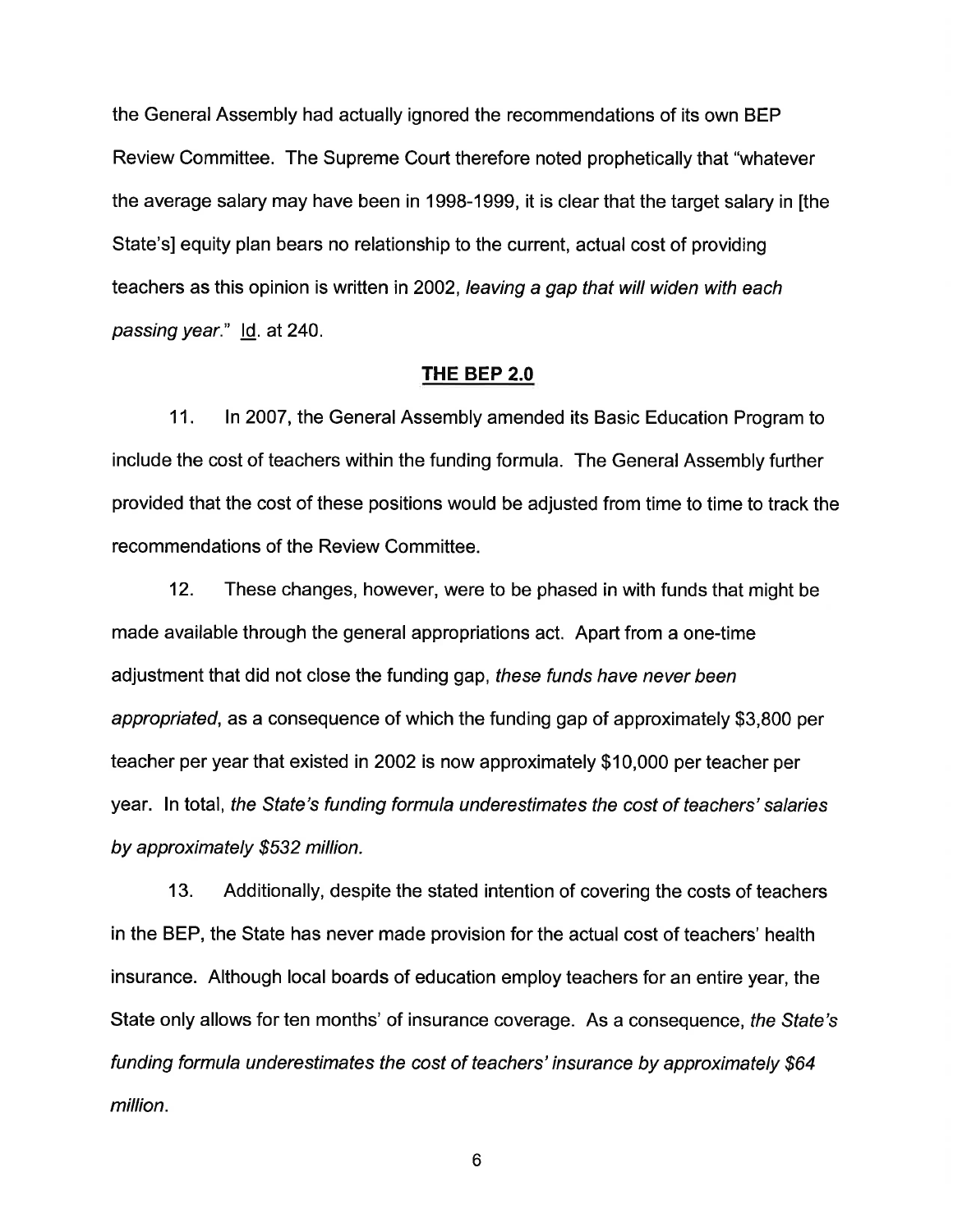the General Assembly had actually ignored the recommendations of its own BEP Review Committee. The Supreme Court therefore noted prophetically that "whatever the average salary may have been in 1998-1999, it is clear that the target salary in [the State's] equity plan bears no relationship to the current, actual cost of providing teachers as this opinion is written in 2002, *leaving a gap that will widen with each passing year*." Id. at 240.

## THE BEP 2.0

11. In 2007, the General Assembly amended its Basic Education Program to include the cost of teachers within the funding formula. The General Assembly further provided that the cost of these positions would be adjusted from time to time to track the recommendations of the Review Committee.

12. These changes, however, were to be phased in with funds that might be made available through the general appropriations act. Apart from a one-time adjustment that did not close the funding gap, *these funds have never been appropriated*, as a consequence of which the funding gap of approximately $3,800 per teacher per year that existed in 2002 is now approximately $10,000 per teacher per year. In total, *the State's funding formula underestimates the cost of teachers' salaries by approximately $532 million.*

13. Additionally, despite the stated intention of covering the costs of teachers in the BEP, the State has never made provision for the actual cost of teachers' health insurance. Although local boards of education employ teachers for an entire year, the State only allows for ten months' of insurance coverage. As a consequence, *the State's funding formula underestimates the cost of teachers' insurance by approximately $64 million.*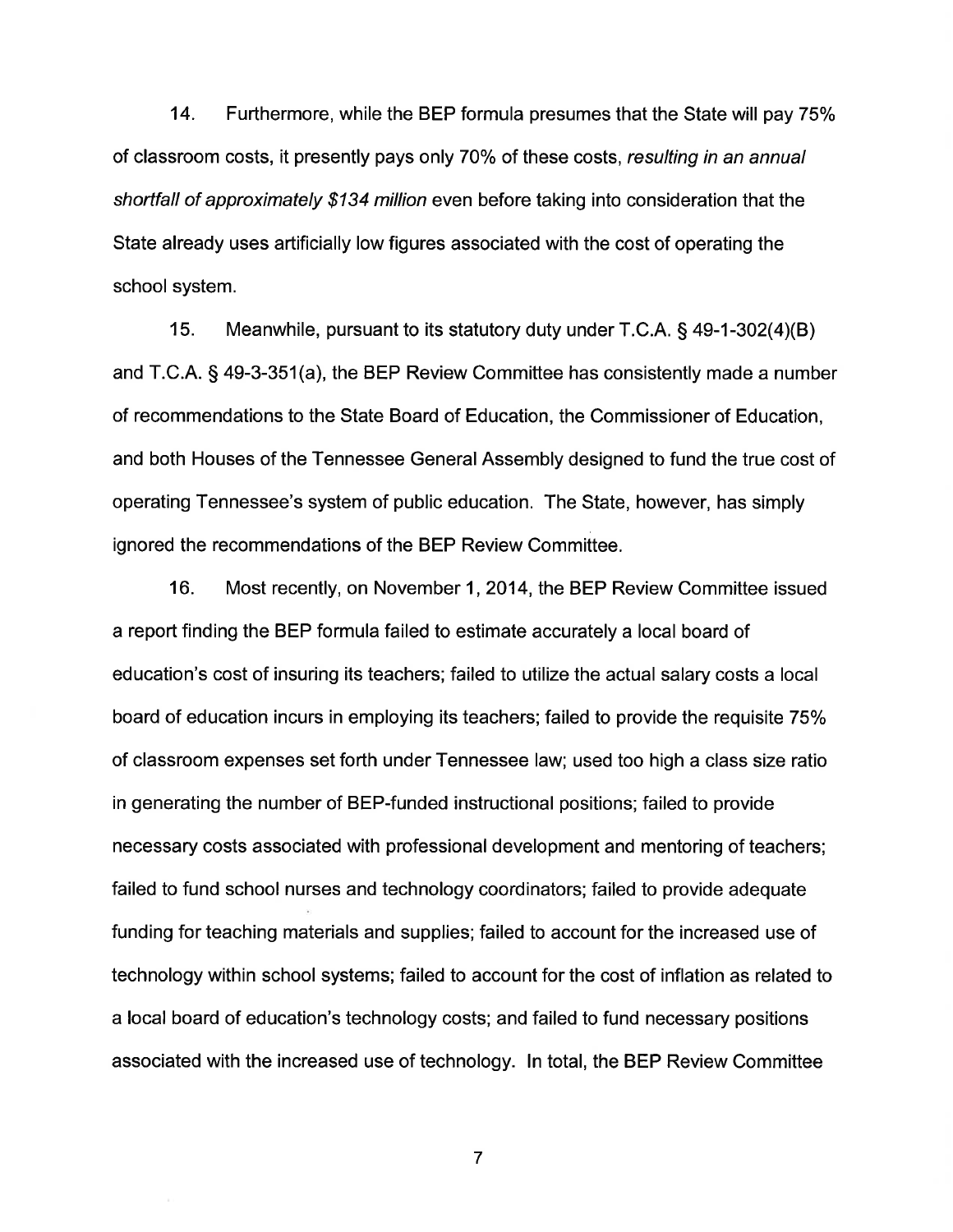14. Furthermore, while the BEP formula presumes that the State will pay 75% of classroom costs, it presently pays only 70% of these costs, *resulting in an annual shortfall of approximately $134 million* even before taking into consideration that the State already uses artificially low figures associated with the cost of operating the school system.

15. Meanwhile, pursuant to its statutory duty under T.C.A. § 49-1-302(4)(B) and T.C.A. § 49-3-351(a), the BEP Review Committee has consistently made a number of recommendations to the State Board of Education, the Commissioner of Education, and both Houses of the Tennessee General Assembly designed to fund the true cost of operating Tennessee's system of public education. The State, however, has simply ignored the recommendations of the BEP Review Committee.

16. Most recently, on November 1, 2014, the BEP Review Committee issued a report finding the BEP formula failed to estimate accurately a local board of education's cost of insuring its teachers; failed to utilize the actual salary costs a local board of education incurs in employing its teachers; failed to provide the requisite 75% of classroom expenses set forth under Tennessee law; used too high a class size ratio in generating the number of BEP-funded instructional positions; failed to provide necessary costs associated with professional development and mentoring of teachers; failed to fund school nurses and technology coordinators; failed to provide adequate funding for teaching materials and supplies; failed to account for the increased use of technology within school systems; failed to account for the cost of inflation as related to a local board of education's technology costs; and failed to fund necessary positions associated with the increased use of technology. In total, the BEP Review Committee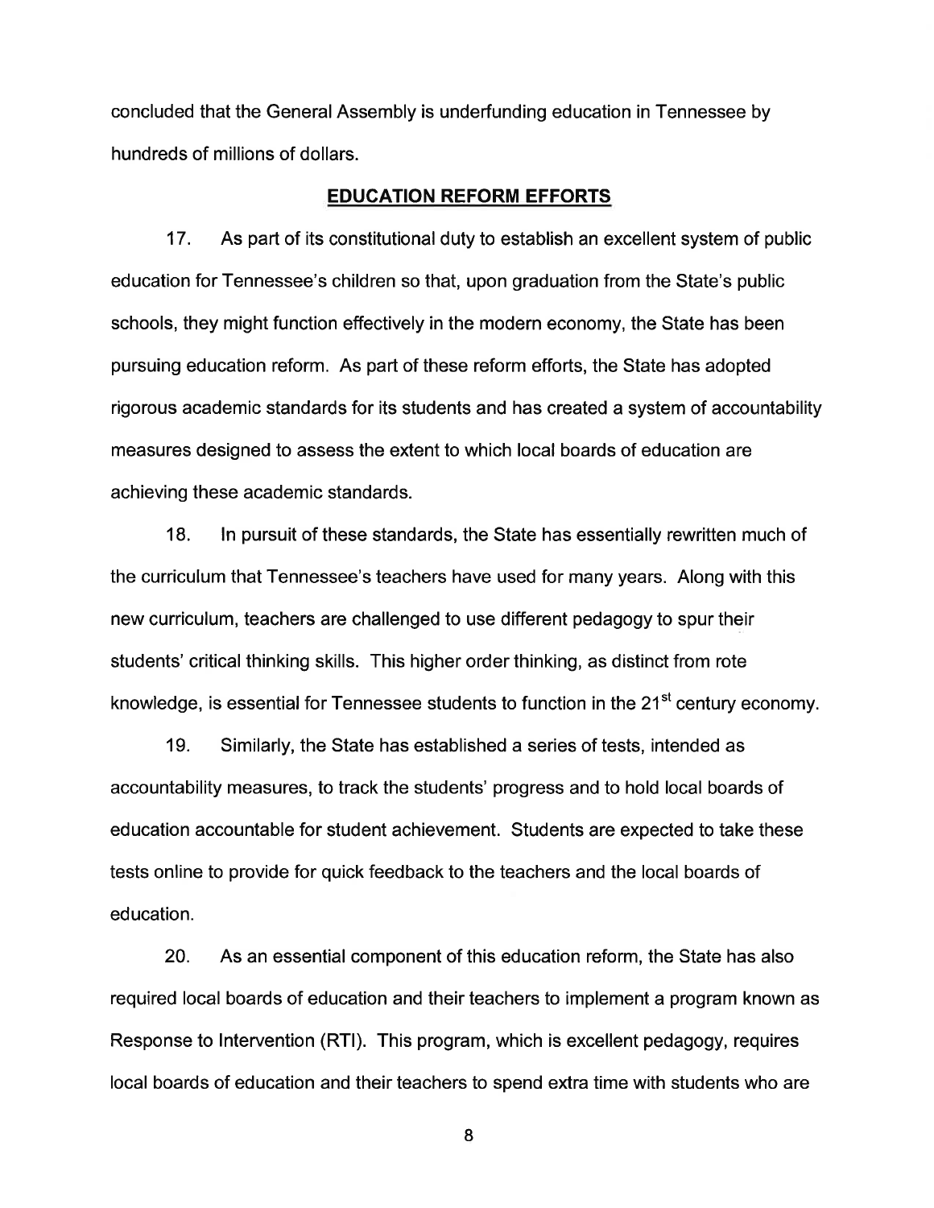concluded that the General Assembly is underfunding education in Tennessee by hundreds of millions of dollars.

## EDUCATION REFORM EFFORTS

17. As part of its constitutional duty to establish an excellent system of public education for Tennessee's children so that, upon graduation from the State's public schools, they might function effectively in the modern economy, the State has been pursuing education reform. As part of these reform efforts, the State has adopted rigorous academic standards for its students and has created a system of accountability measures designed to assess the extent to which local boards of education are achieving these academic standards.

18. In pursuit of these standards, the State has essentially rewritten much of the curriculum that Tennessee's teachers have used for many years. Along with this new curriculum, teachers are challenged to use different pedagogy to spur their students' critical thinking skills. This higher order thinking, as distinct from rote knowledge, is essential for Tennessee students to function in the 21st century economy.

19. Similarly, the State has established a series of tests, intended as accountability measures, to track the students' progress and to hold local boards of education accountable for student achievement. Students are expected to take these tests online to provide for quick feedback to the teachers and the local boards of education.

20. As an essential component of this education reform, the State has also required local boards of education and their teachers to implement a program known as Response to Intervention (RTI). This program, which is excellent pedagogy, requires local boards of education and their teachers to spend extra time with students who are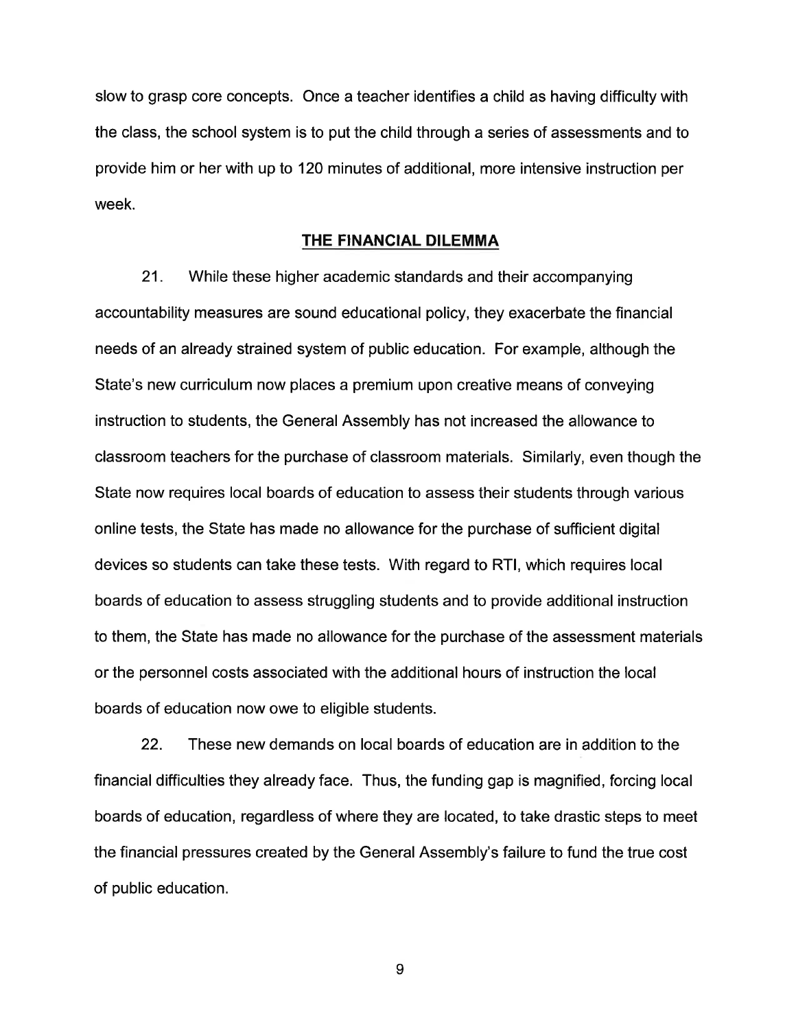slow to grasp core concepts. Once a teacher identifies a child as having difficulty with the class, the school system is to put the child through a series of assessments and to provide him or her with up to 120 minutes of additional, more intensive instruction per week.

## THE FINANCIAL DILEMMA

21. While these higher academic standards and their accompanying accountability measures are sound educational policy, they exacerbate the financial needs of an already strained system of public education. For example, although the State's new curriculum now places a premium upon creative means of conveying instruction to students, the General Assembly has not increased the allowance to classroom teachers for the purchase of classroom materials. Similarly, even though the State now requires local boards of education to assess their students through various online tests, the State has made no allowance for the purchase of sufficient digital devices so students can take these tests. With regard to RTI, which requires local boards of education to assess struggling students and to provide additional instruction to them, the State has made no allowance for the purchase of the assessment materials or the personnel costs associated with the additional hours of instruction the local boards of education now owe to eligible students.

22. These new demands on local boards of education are in addition to the financial difficulties they already face. Thus, the funding gap is magnified, forcing local boards of education, regardless of where they are located, to take drastic steps to meet the financial pressures created by the General Assembly's failure to fund the true cost of public education.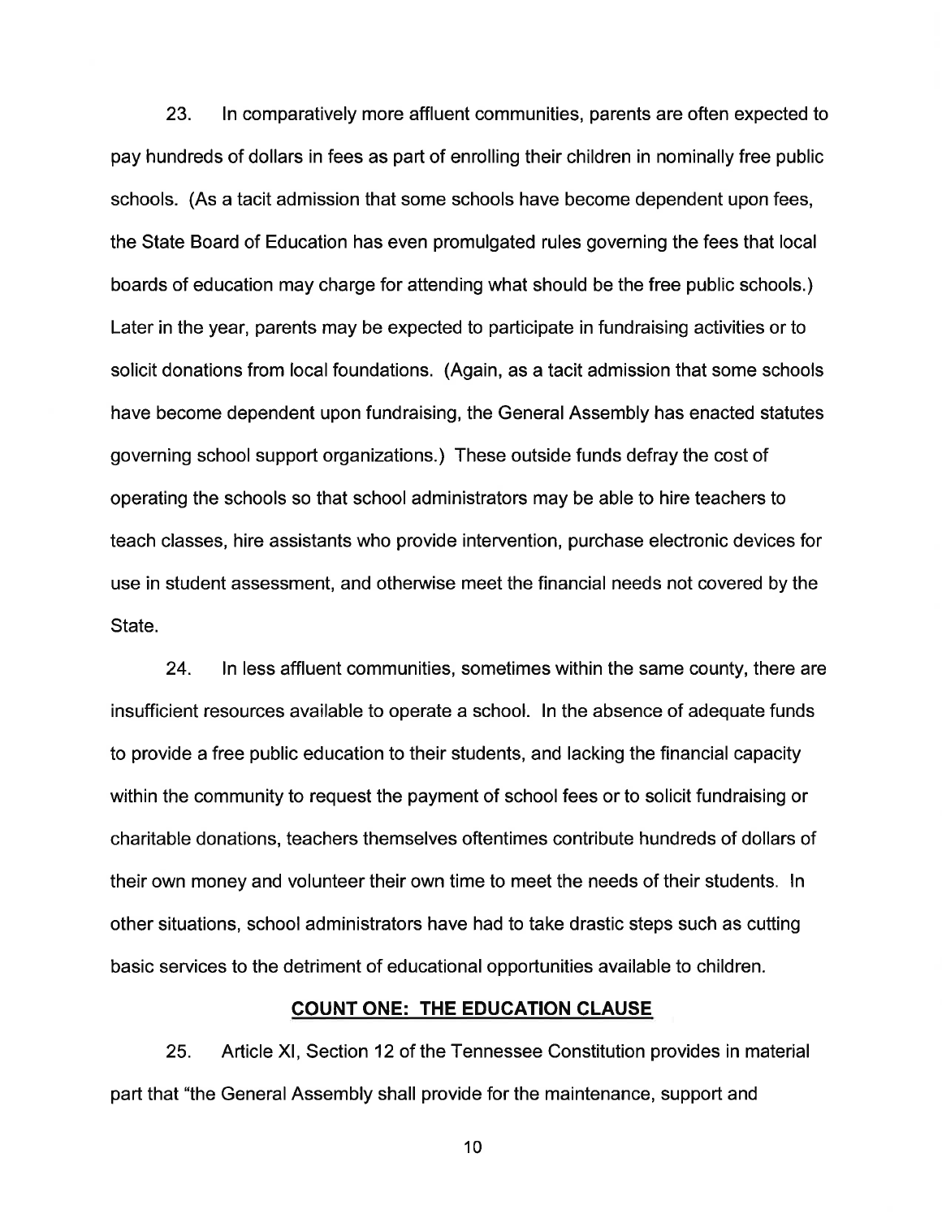23. In comparatively more affluent communities, parents are often expected to pay hundreds of dollars in fees as part of enrolling their children in nominally free public schools. (As a tacit admission that some schools have become dependent upon fees, the State Board of Education has even promulgated rules governing the fees that local boards of education may charge for attending what should be the free public schools.) Later in the year, parents may be expected to participate in fundraising activities or to solicit donations from local foundations. (Again, as a tacit admission that some schools have become dependent upon fundraising, the General Assembly has enacted statutes governing school support organizations.) These outside funds defray the cost of operating the schools so that school administrators may be able to hire teachers to teach classes, hire assistants who provide intervention, purchase electronic devices for use in student assessment, and otherwise meet the financial needs not covered by the State.

24. In less affluent communities, sometimes within the same county, there are insufficient resources available to operate a school. In the absence of adequate funds to provide a free public education to their students, and lacking the financial capacity within the community to request the payment of school fees or to solicit fundraising or charitable donations, teachers themselves oftentimes contribute hundreds of dollars of their own money and volunteer their own time to meet the needs of their students. In other situations, school administrators have had to take drastic steps such as cutting basic services to the detriment of educational opportunities available to children.

**COUNT ONE: THE EDUCATION CLAUSE**

25. Article XI, Section 12 of the Tennessee Constitution provides in material part that "the General Assembly shall provide for the maintenance, support and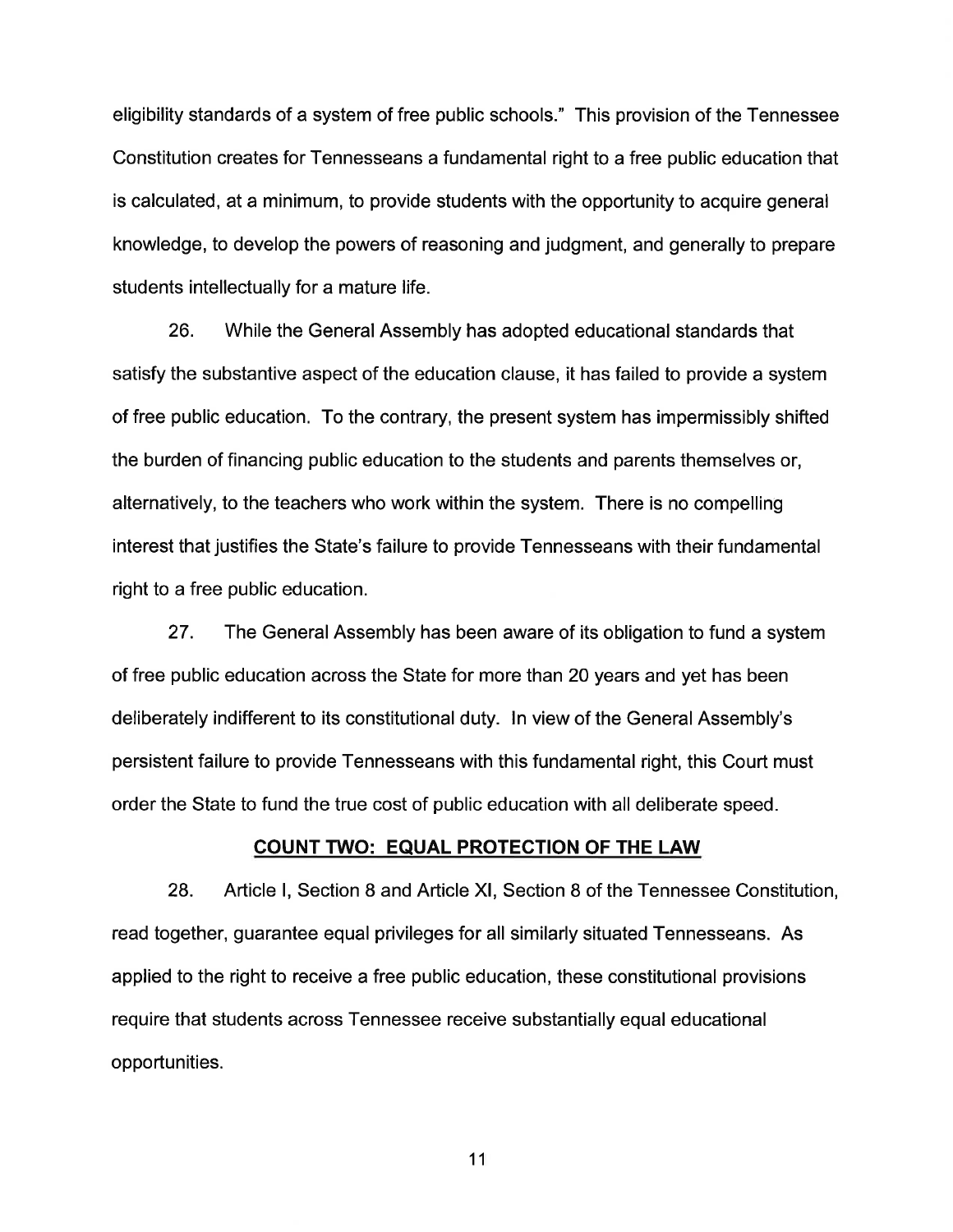eligibility standards of a system of free public schools." This provision of the Tennessee Constitution creates for Tennesseans a fundamental right to a free public education that is calculated, at a minimum, to provide students with the opportunity to acquire general knowledge, to develop the powers of reasoning and judgment, and generally to prepare students intellectually for a mature life.

26. While the General Assembly has adopted educational standards that satisfy the substantive aspect of the education clause, it has failed to provide a system of free public education. To the contrary, the present system has impermissibly shifted the burden of financing public education to the students and parents themselves or, alternatively, to the teachers who work within the system. There is no compelling interest that justifies the State's failure to provide Tennesseans with their fundamental right to a free public education.

27. The General Assembly has been aware of its obligation to fund a system of free public education across the State for more than 20 years and yet has been deliberately indifferent to its constitutional duty. In view of the General Assembly's persistent failure to provide Tennesseans with this fundamental right, this Court must order the State to fund the true cost of public education with all deliberate speed.

## COUNT TWO: EQUAL PROTECTION OF THE LAW

28. Article I, Section 8 and Article XI, Section 8 of the Tennessee Constitution, read together, guarantee equal privileges for all similarly situated Tennesseans. As applied to the right to receive a free public education, these constitutional provisions require that students across Tennessee receive substantially equal educational opportunities.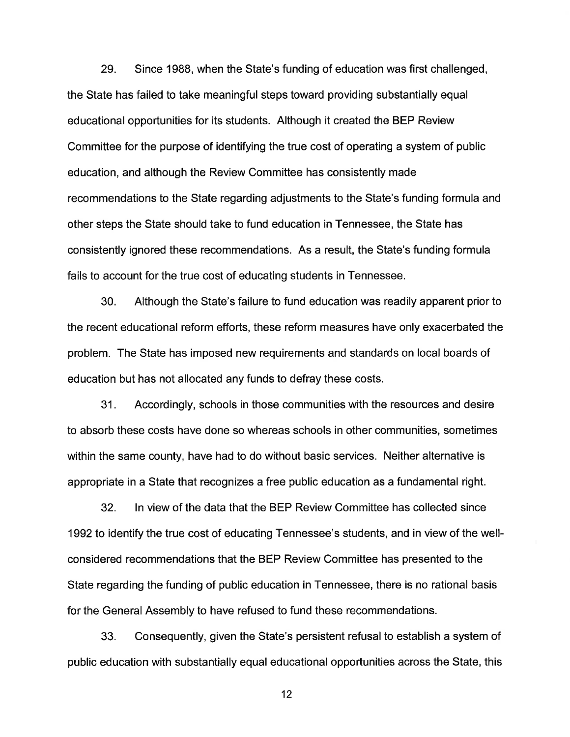29. Since 1988, when the State's funding of education was first challenged, the State has failed to take meaningful steps toward providing substantially equal educational opportunities for its students. Although it created the BEP Review Committee for the purpose of identifying the true cost of operating a system of public education, and although the Review Committee has consistently made recommendations to the State regarding adjustments to the State's funding formula and other steps the State should take to fund education in Tennessee, the State has consistently ignored these recommendations. As a result, the State's funding formula fails to account for the true cost of educating students in Tennessee.

30. Although the State's failure to fund education was readily apparent prior to the recent educational reform efforts, these reform measures have only exacerbated the problem. The State has imposed new requirements and standards on local boards of education but has not allocated any funds to defray these costs.

31. Accordingly, schools in those communities with the resources and desire to absorb these costs have done so whereas schools in other communities, sometimes within the same county, have had to do without basic services. Neither alternative is appropriate in a State that recognizes a free public education as a fundamental right.

32. In view of the data that the BEP Review Committee has collected since 1992 to identify the true cost of educating Tennessee's students, and in view of the well-considered recommendations that the BEP Review Committee has presented to the State regarding the funding of public education in Tennessee, there is no rational basis for the General Assembly to have refused to fund these recommendations.

33. Consequently, given the State's persistent refusal to establish a system of public education with substantially equal educational opportunities across the State, this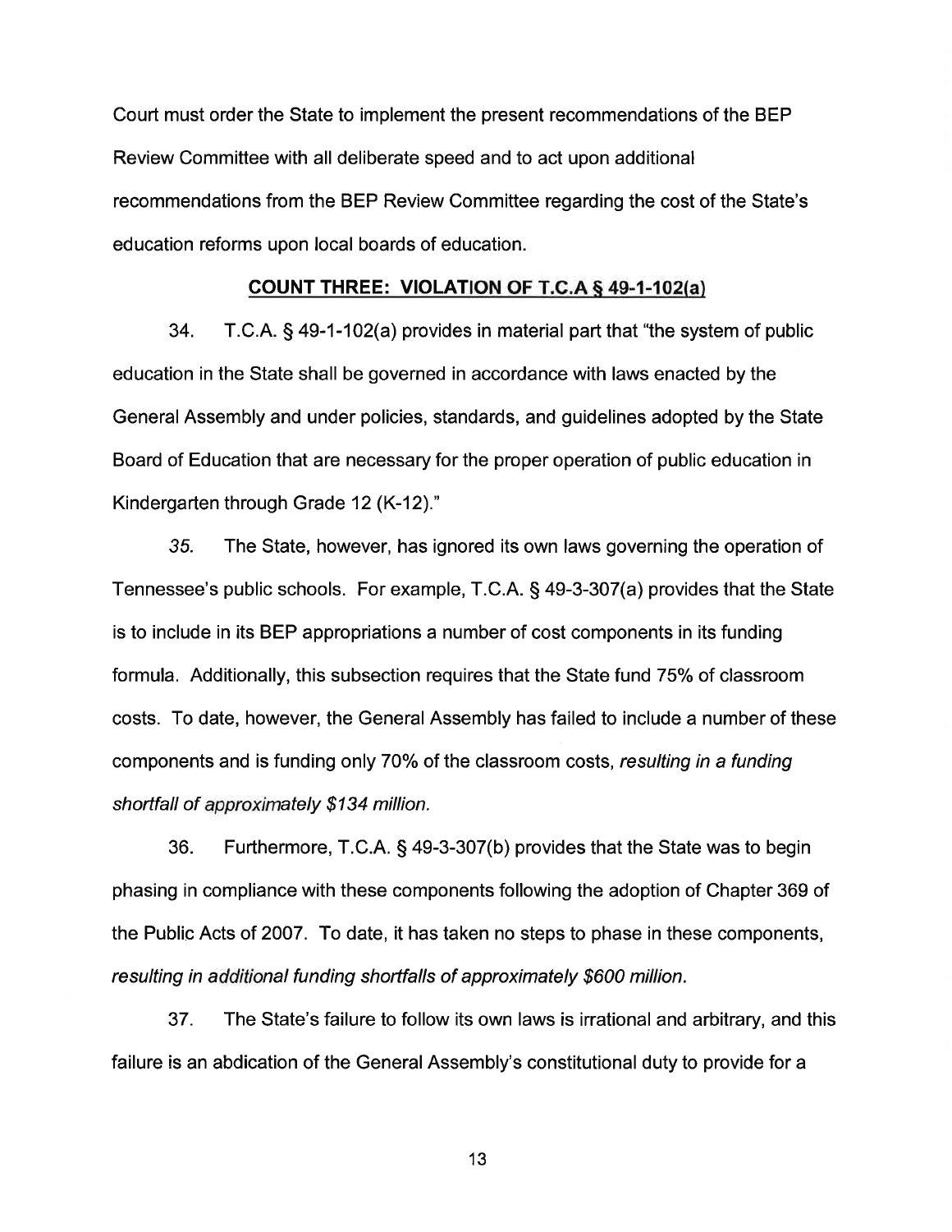Court must order the State to implement the present recommendations of the BEP Review Committee with all deliberate speed and to act upon additional recommendations from the BEP Review Committee regarding the cost of the State's education reforms upon local boards of education.

**COUNT THREE: VIOLATION OF T.C.A § 49-1-102(a)**

34. T.C.A. § 49-1-102(a) provides in material part that "the system of public education in the State shall be governed in accordance with laws enacted by the General Assembly and under policies, standards, and guidelines adopted by the State Board of Education that are necessary for the proper operation of public education in Kindergarten through Grade 12 (K-12)."

35. The State, however, has ignored its own laws governing the operation of Tennessee's public schools. For example, T.C.A. § 49-3-307(a) provides that the State is to include in its BEP appropriations a number of cost components in its funding formula. Additionally, this subsection requires that the State fund 75% of classroom costs. To date, however, the General Assembly has failed to include a number of these components and is funding only 70% of the classroom costs, *resulting in a funding shortfall of approximately $134 million.*

36. Furthermore, T.C.A. § 49-3-307(b) provides that the State was to begin phasing in compliance with these components following the adoption of Chapter 369 of the Public Acts of 2007. To date, it has taken no steps to phase in these components, *resulting in additional funding shortfalls of approximately $600 million.*

37. The State's failure to follow its own laws is irrational and arbitrary, and this failure is an abdication of the General Assembly's constitutional duty to provide for a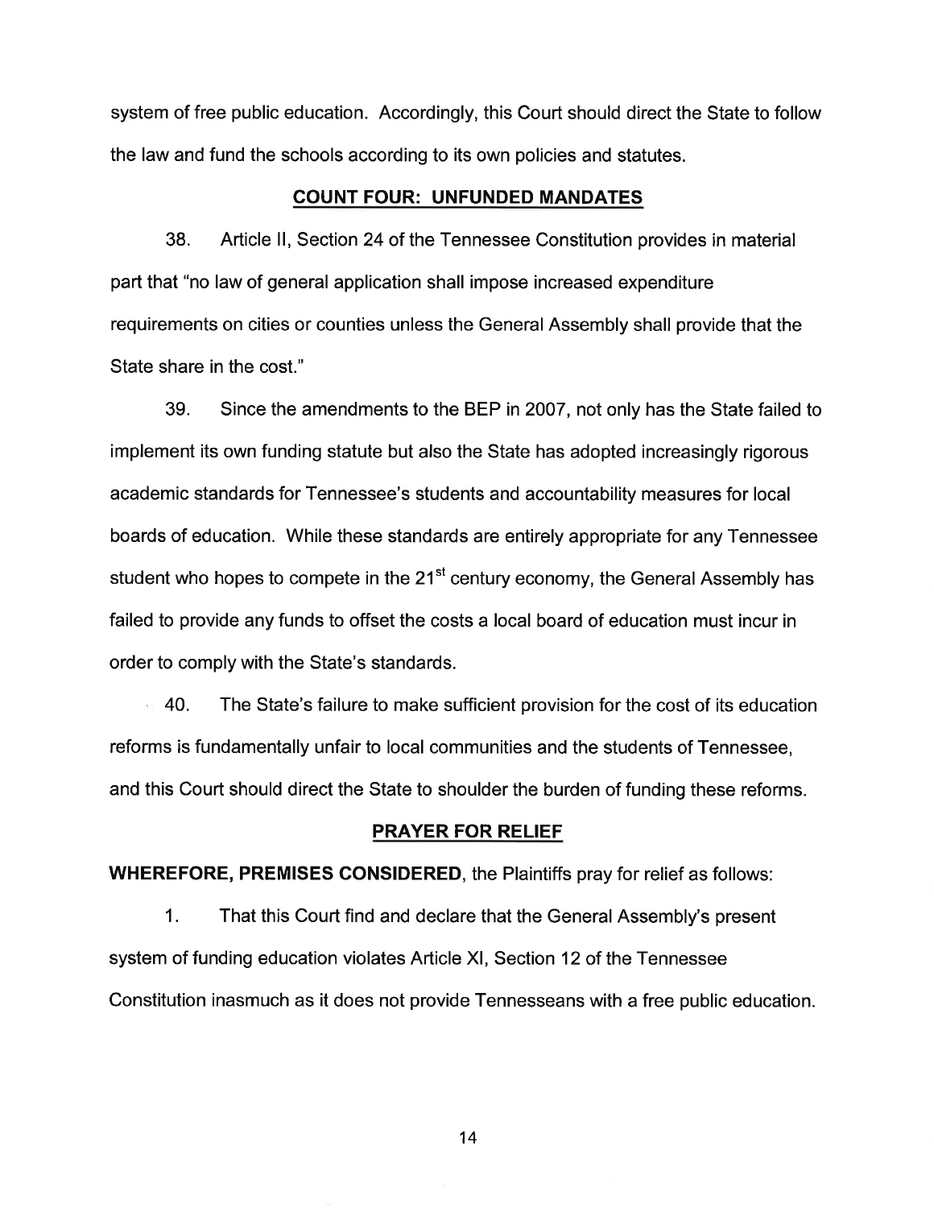system of free public education. Accordingly, this Court should direct the State to follow the law and fund the schools according to its own policies and statutes.

## COUNT FOUR: UNFUNDED MANDATES

38. Article II, Section 24 of the Tennessee Constitution provides in material part that "no law of general application shall impose increased expenditure requirements on cities or counties unless the General Assembly shall provide that the State share in the cost."

39. Since the amendments to the BEP in 2007, not only has the State failed to implement its own funding statute but also the State has adopted increasingly rigorous academic standards for Tennessee's students and accountability measures for local boards of education. While these standards are entirely appropriate for any Tennessee student who hopes to compete in the 21st century economy, the General Assembly has failed to provide any funds to offset the costs a local board of education must incur in order to comply with the State's standards.

40. The State's failure to make sufficient provision for the cost of its education reforms is fundamentally unfair to local communities and the students of Tennessee, and this Court should direct the State to shoulder the burden of funding these reforms.

## PRAYER FOR RELIEF

**WHEREFORE, PREMISES CONSIDERED**, the Plaintiffs pray for relief as follows:

1. That this Court find and declare that the General Assembly's present system of funding education violates Article XI, Section 12 of the Tennessee Constitution inasmuch as it does not provide Tennesseans with a free public education.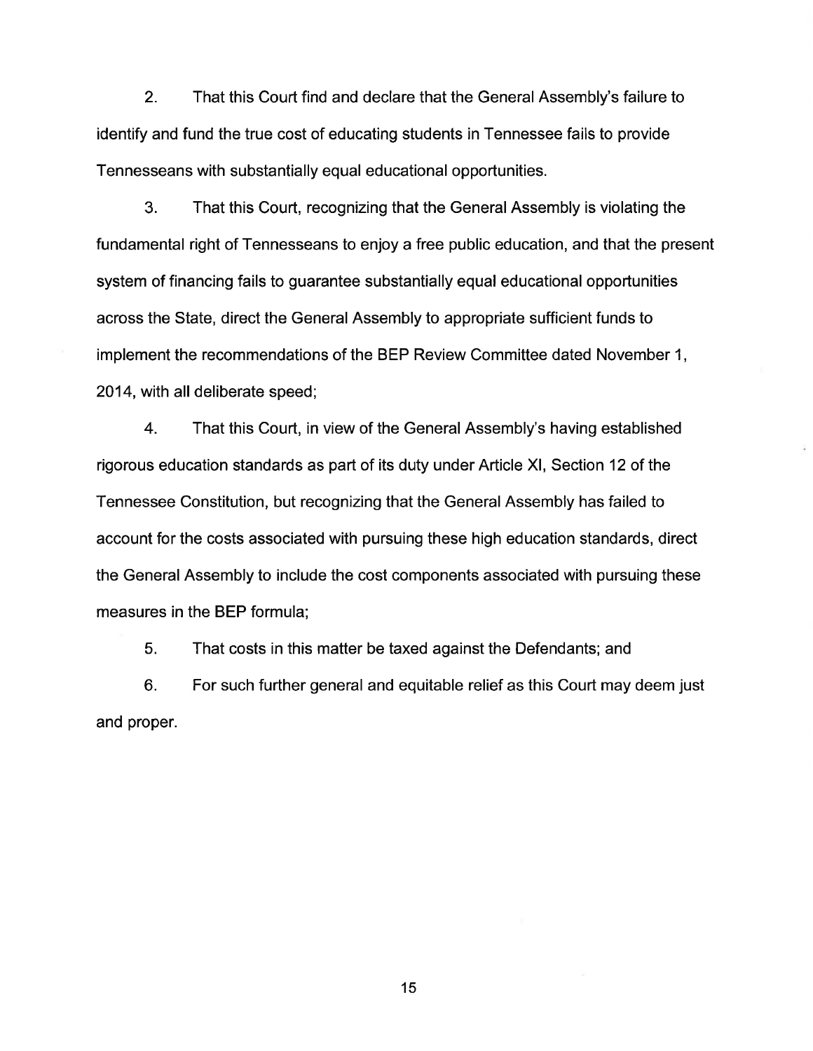2. That this Court find and declare that the General Assembly's failure to identify and fund the true cost of educating students in Tennessee fails to provide Tennesseans with substantially equal educational opportunities.

3. That this Court, recognizing that the General Assembly is violating the fundamental right of Tennesseans to enjoy a free public education, and that the present system of financing fails to guarantee substantially equal educational opportunities across the State, direct the General Assembly to appropriate sufficient funds to implement the recommendations of the BEP Review Committee dated November 1, 2014, with all deliberate speed;

4. That this Court, in view of the General Assembly's having established rigorous education standards as part of its duty under Article XI, Section 12 of the Tennessee Constitution, but recognizing that the General Assembly has failed to account for the costs associated with pursuing these high education standards, direct the General Assembly to include the cost components associated with pursuing these measures in the BEP formula;

5. That costs in this matter be taxed against the Defendants; and

6. For such further general and equitable relief as this Court may deem just and proper.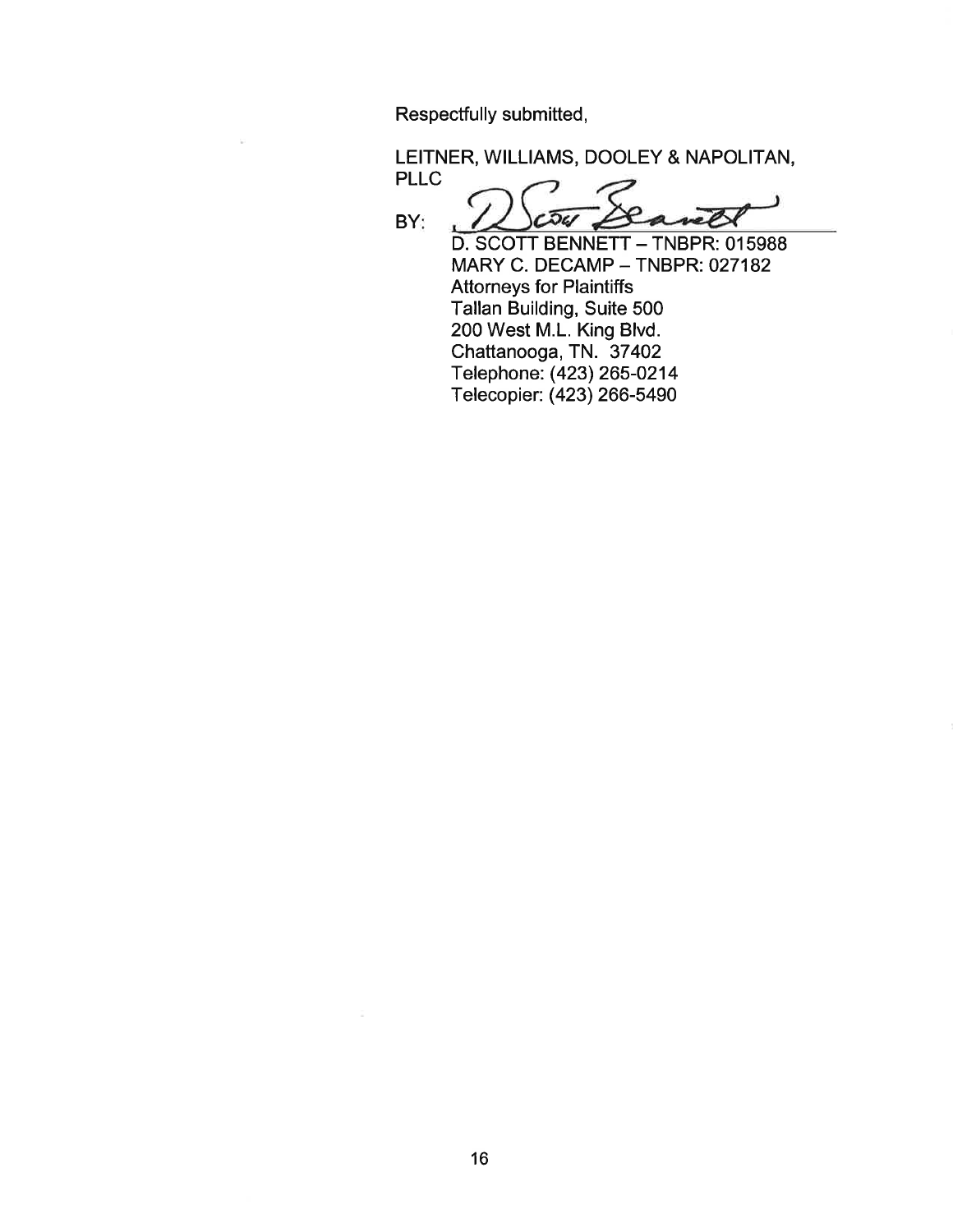Respectfully submitted,

LEITNER, WILLIAMS, DOOLEY & NAPOLITAN, PLLC

BY: D. Scott Bennett

D. SCOTT BENNETT – TNBPR: 015988
MARY C. DECAMP – TNBPR: 027182
Attorneys for Plaintiffs
Tallan Building, Suite 500
200 West M.L. King Blvd.
Chattanooga, TN. 37402
Telephone: (423) 265-0214
Telecopier: (423) 266-5490